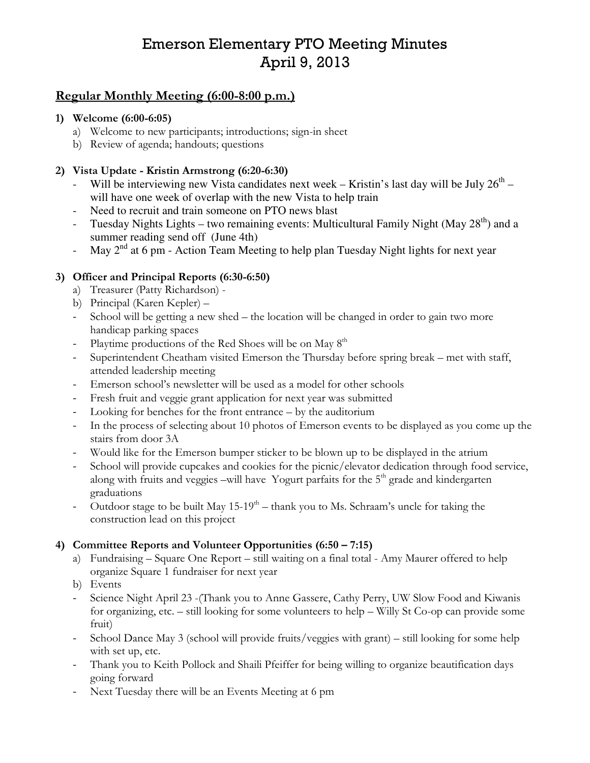# Emerson Elementary PTO Meeting Minutes
# April 9, 2013

## Regular Monthly Meeting (6:00-8:00 p.m.)

**1) Welcome (6:00-6:05)**

a) Welcome to new participants; introductions; sign-in sheet
b) Review of agenda; handouts; questions

**2) Vista Update - Kristin Armstrong (6:20-6:30)**

- Will be interviewing new Vista candidates next week – Kristin's last day will be July 26th – will have one week of overlap with the new Vista to help train
- Need to recruit and train someone on PTO news blast
- Tuesday Nights Lights – two remaining events: Multicultural Family Night (May 28th) and a summer reading send off (June 4th)
- May 2nd at 6 pm - Action Team Meeting to help plan Tuesday Night lights for next year

**3) Officer and Principal Reports (6:30-6:50)**

a) Treasurer (Patty Richardson) -
b) Principal (Karen Kepler) –

- School will be getting a new shed – the location will be changed in order to gain two more handicap parking spaces
- Playtime productions of the Red Shoes will be on May 8th
- Superintendent Cheatham visited Emerson the Thursday before spring break – met with staff, attended leadership meeting
- Emerson school's newsletter will be used as a model for other schools
- Fresh fruit and veggie grant application for next year was submitted
- Looking for benches for the front entrance – by the auditorium
- In the process of selecting about 10 photos of Emerson events to be displayed as you come up the stairs from door 3A
- Would like for the Emerson bumper sticker to be blown up to be displayed in the atrium
- School will provide cupcakes and cookies for the picnic/elevator dedication through food service, along with fruits and veggies –will have Yogurt parfaits for the 5th grade and kindergarten graduations
- Outdoor stage to be built May 15-19th – thank you to Ms. Schraam's uncle for taking the construction lead on this project

**4) Committee Reports and Volunteer Opportunities (6:50 – 7:15)**

a) Fundraising – Square One Report – still waiting on a final total - Amy Maurer offered to help organize Square 1 fundraiser for next year
b) Events

- Science Night April 23 -(Thank you to Anne Gassere, Cathy Perry, UW Slow Food and Kiwanis for organizing, etc. – still looking for some volunteers to help – Willy St Co-op can provide some fruit)
- School Dance May 3 (school will provide fruits/veggies with grant) – still looking for some help with set up, etc.
- Thank you to Keith Pollock and Shaili Pfeiffer for being willing to organize beautification days going forward
- Next Tuesday there will be an Events Meeting at 6 pm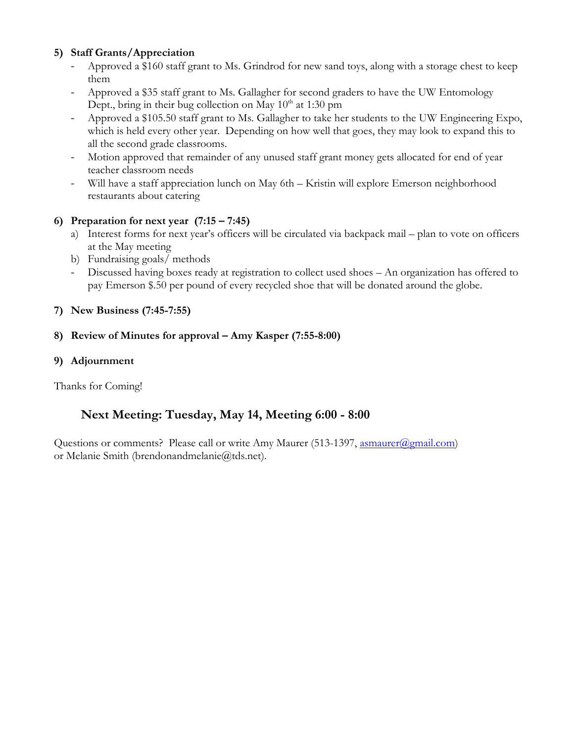5) **Staff Grants/Appreciation**
   - Approved a $160 staff grant to Ms. Grindrod for new sand toys, along with a storage chest to keep them
   - Approved a $35 staff grant to Ms. Gallagher for second graders to have the UW Entomology Dept., bring in their bug collection on May 10th at 1:30 pm
   - Approved a $105.50 staff grant to Ms. Gallagher to take her students to the UW Engineering Expo, which is held every other year. Depending on how well that goes, they may look to expand this to all the second grade classrooms.
   - Motion approved that remainder of any unused staff grant money gets allocated for end of year teacher classroom needs
   - Will have a staff appreciation lunch on May 6th – Kristin will explore Emerson neighborhood restaurants about catering

6) **Preparation for next year (7:15 – 7:45)**
   a) Interest forms for next year's officers will be circulated via backpack mail – plan to vote on officers at the May meeting
   b) Fundraising goals/ methods
   - Discussed having boxes ready at registration to collect used shoes – An organization has offered to pay Emerson $.50 per pound of every recycled shoe that will be donated around the globe.

7) **New Business (7:45-7:55)**

8) **Review of Minutes for approval – Amy Kasper (7:55-8:00)**

9) **Adjournment**

Thanks for Coming!

## Next Meeting: Tuesday, May 14, Meeting 6:00 - 8:00

Questions or comments? Please call or write Amy Maurer (513-1397, asmaurer@gmail.com) or Melanie Smith (brendonandmelanie@tds.net).